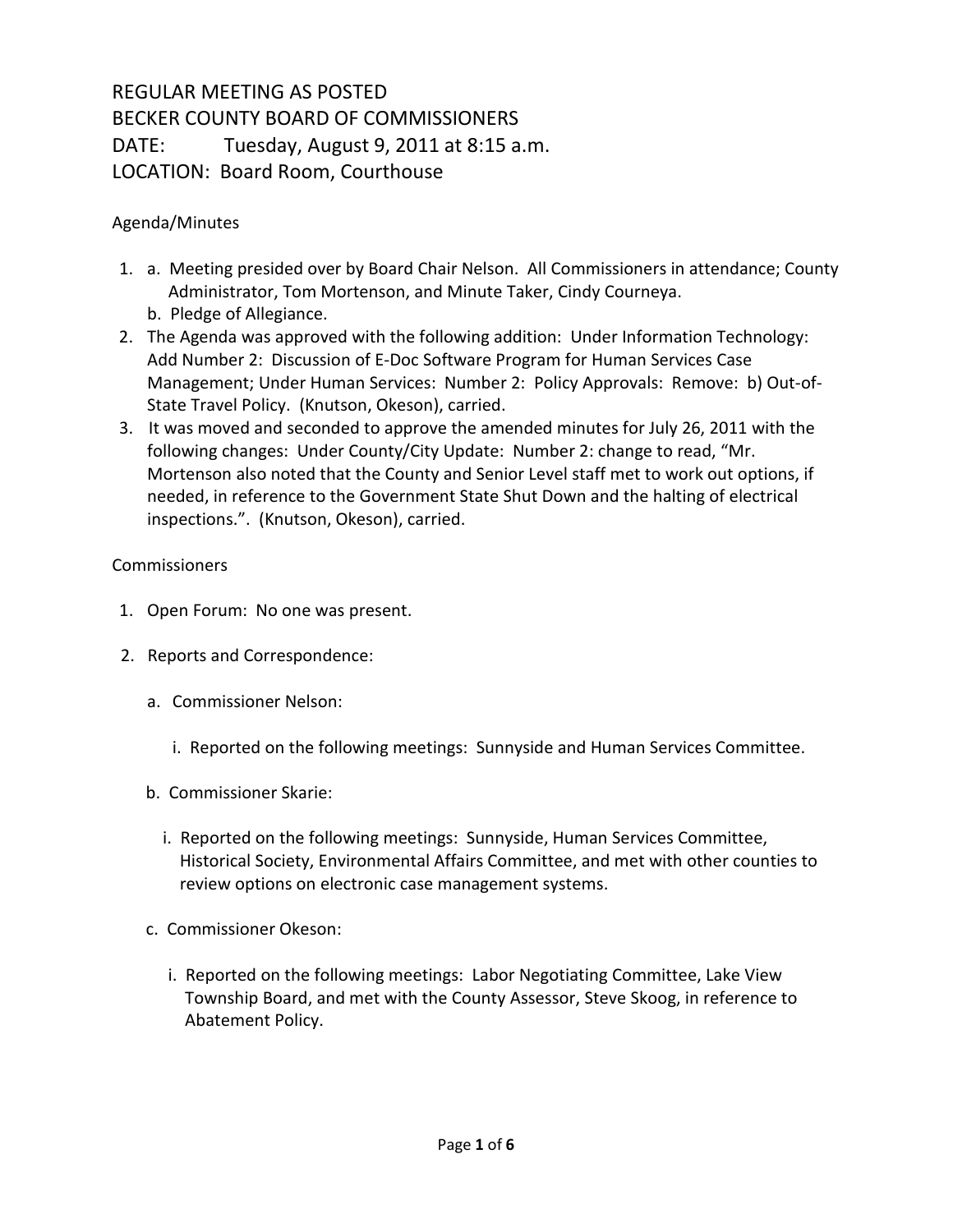# REGULAR MEETING AS POSTED
# BECKER COUNTY BOARD OF COMMISSIONERS
# DATE: Tuesday, August 9, 2011 at 8:15 a.m.
# LOCATION: Board Room, Courthouse

Agenda/Minutes

1. a. Meeting presided over by Board Chair Nelson. All Commissioners in attendance; County Administrator, Tom Mortenson, and Minute Taker, Cindy Courneya.
   b. Pledge of Allegiance.
2. The Agenda was approved with the following addition: Under Information Technology: Add Number 2: Discussion of E-Doc Software Program for Human Services Case Management; Under Human Services: Number 2: Policy Approvals: Remove: b) Out-of-State Travel Policy. (Knutson, Okeson), carried.
3. It was moved and seconded to approve the amended minutes for July 26, 2011 with the following changes: Under County/City Update: Number 2: change to read, "Mr. Mortenson also noted that the County and Senior Level staff met to work out options, if needed, in reference to the Government State Shut Down and the halting of electrical inspections.". (Knutson, Okeson), carried.

Commissioners

1. Open Forum: No one was present.
2. Reports and Correspondence:
   a. Commissioner Nelson:
      i. Reported on the following meetings: Sunnyside and Human Services Committee.
   b. Commissioner Skarie:
      i. Reported on the following meetings: Sunnyside, Human Services Committee, Historical Society, Environmental Affairs Committee, and met with other counties to review options on electronic case management systems.
   c. Commissioner Okeson:
      i. Reported on the following meetings: Labor Negotiating Committee, Lake View Township Board, and met with the County Assessor, Steve Skoog, in reference to Abatement Policy.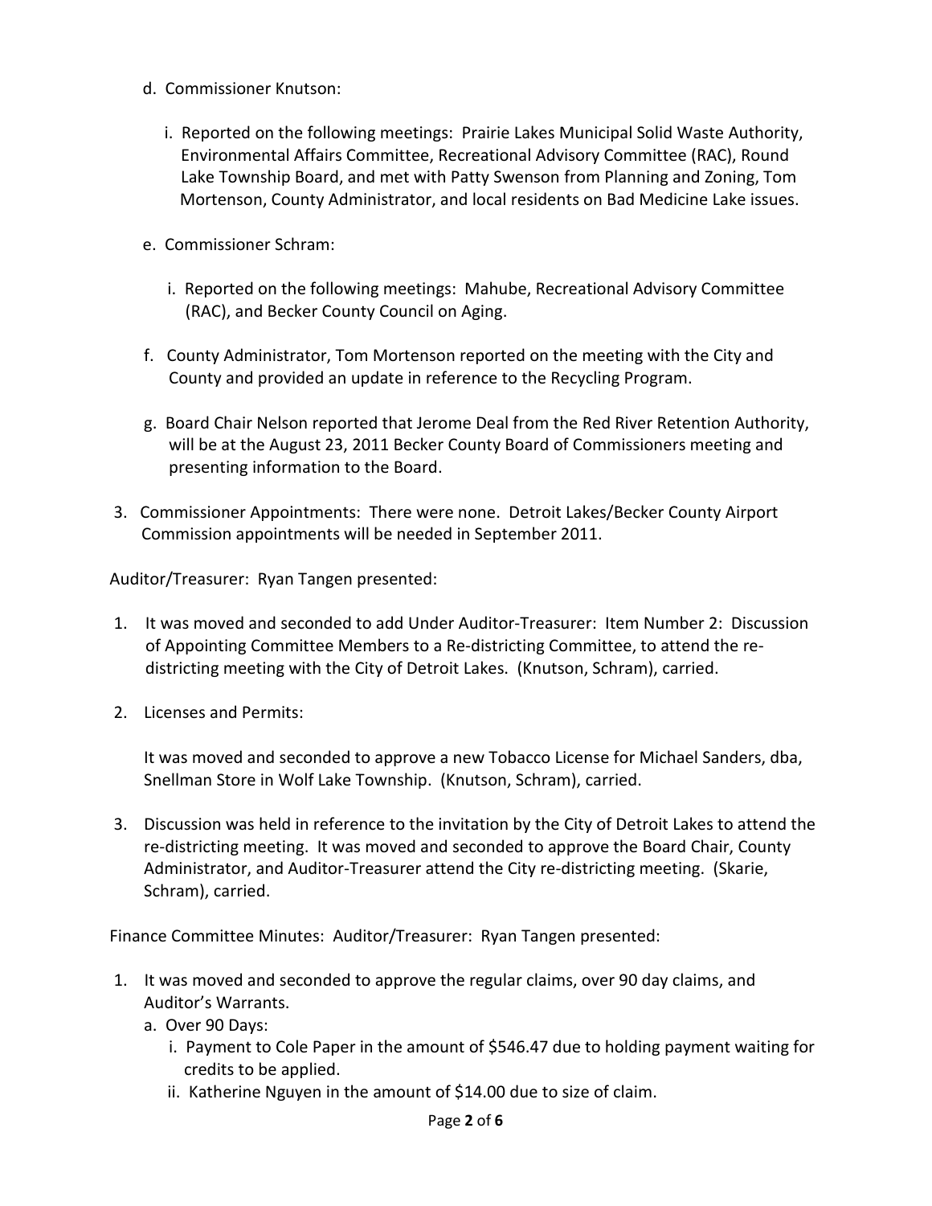d. Commissioner Knutson:

   i. Reported on the following meetings: Prairie Lakes Municipal Solid Waste Authority, Environmental Affairs Committee, Recreational Advisory Committee (RAC), Round Lake Township Board, and met with Patty Swenson from Planning and Zoning, Tom Mortenson, County Administrator, and local residents on Bad Medicine Lake issues.

e. Commissioner Schram:

   i. Reported on the following meetings: Mahube, Recreational Advisory Committee (RAC), and Becker County Council on Aging.

f. County Administrator, Tom Mortenson reported on the meeting with the City and County and provided an update in reference to the Recycling Program.

g. Board Chair Nelson reported that Jerome Deal from the Red River Retention Authority, will be at the August 23, 2011 Becker County Board of Commissioners meeting and presenting information to the Board.

3. Commissioner Appointments: There were none. Detroit Lakes/Becker County Airport Commission appointments will be needed in September 2011.

Auditor/Treasurer: Ryan Tangen presented:

1. It was moved and seconded to add Under Auditor-Treasurer: Item Number 2: Discussion of Appointing Committee Members to a Re-districting Committee, to attend the re-districting meeting with the City of Detroit Lakes. (Knutson, Schram), carried.

2. Licenses and Permits:

   It was moved and seconded to approve a new Tobacco License for Michael Sanders, dba, Snellman Store in Wolf Lake Township. (Knutson, Schram), carried.

3. Discussion was held in reference to the invitation by the City of Detroit Lakes to attend the re-districting meeting. It was moved and seconded to approve the Board Chair, County Administrator, and Auditor-Treasurer attend the City re-districting meeting. (Skarie, Schram), carried.

Finance Committee Minutes: Auditor/Treasurer: Ryan Tangen presented:

1. It was moved and seconded to approve the regular claims, over 90 day claims, and Auditor's Warrants.
   a. Over 90 Days:
      i. Payment to Cole Paper in the amount of $546.47 due to holding payment waiting for credits to be applied.
      ii. Katherine Nguyen in the amount of $14.00 due to size of claim.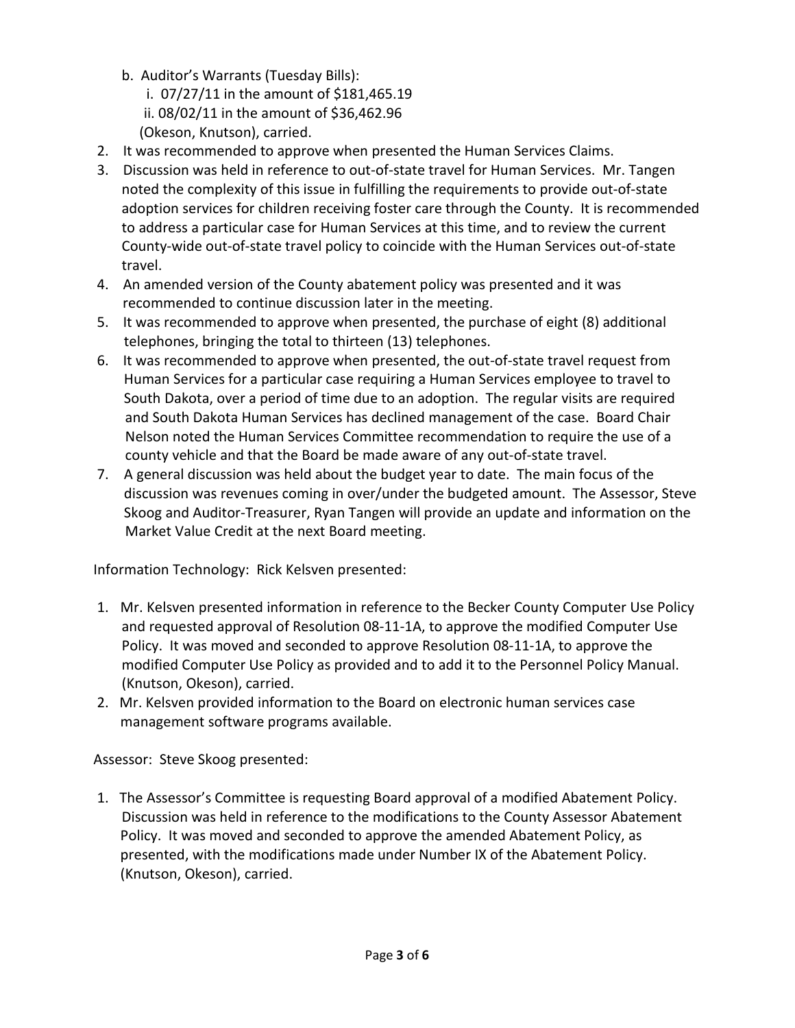b. Auditor's Warrants (Tuesday Bills):
   i. 07/27/11 in the amount of $181,465.19
   ii. 08/02/11 in the amount of $36,462.96
   (Okeson, Knutson), carried.

2. It was recommended to approve when presented the Human Services Claims.
3. Discussion was held in reference to out-of-state travel for Human Services. Mr. Tangen noted the complexity of this issue in fulfilling the requirements to provide out-of-state adoption services for children receiving foster care through the County. It is recommended to address a particular case for Human Services at this time, and to review the current County-wide out-of-state travel policy to coincide with the Human Services out-of-state travel.
4. An amended version of the County abatement policy was presented and it was recommended to continue discussion later in the meeting.
5. It was recommended to approve when presented, the purchase of eight (8) additional telephones, bringing the total to thirteen (13) telephones.
6. It was recommended to approve when presented, the out-of-state travel request from Human Services for a particular case requiring a Human Services employee to travel to South Dakota, over a period of time due to an adoption. The regular visits are required and South Dakota Human Services has declined management of the case. Board Chair Nelson noted the Human Services Committee recommendation to require the use of a county vehicle and that the Board be made aware of any out-of-state travel.
7. A general discussion was held about the budget year to date. The main focus of the discussion was revenues coming in over/under the budgeted amount. The Assessor, Steve Skoog and Auditor-Treasurer, Ryan Tangen will provide an update and information on the Market Value Credit at the next Board meeting.

Information Technology: Rick Kelsven presented:

1. Mr. Kelsven presented information in reference to the Becker County Computer Use Policy and requested approval of Resolution 08-11-1A, to approve the modified Computer Use Policy. It was moved and seconded to approve Resolution 08-11-1A, to approve the modified Computer Use Policy as provided and to add it to the Personnel Policy Manual. (Knutson, Okeson), carried.
2. Mr. Kelsven provided information to the Board on electronic human services case management software programs available.

Assessor: Steve Skoog presented:

1. The Assessor's Committee is requesting Board approval of a modified Abatement Policy. Discussion was held in reference to the modifications to the County Assessor Abatement Policy. It was moved and seconded to approve the amended Abatement Policy, as presented, with the modifications made under Number IX of the Abatement Policy. (Knutson, Okeson), carried.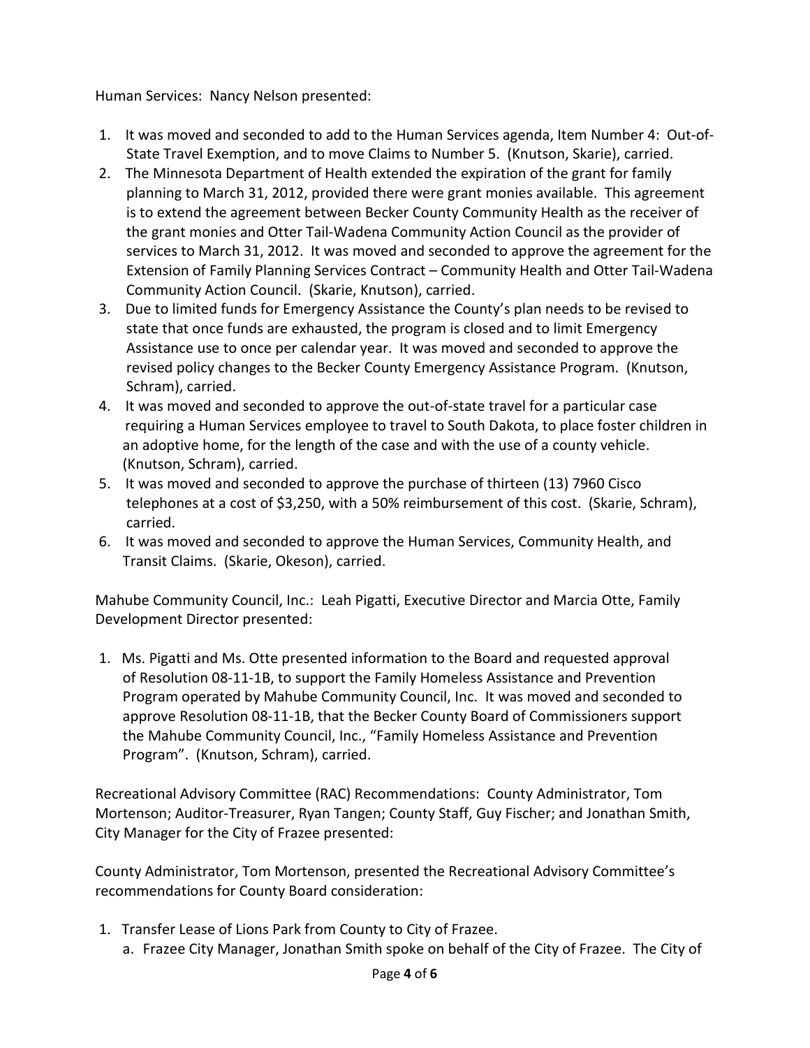Human Services: Nancy Nelson presented:

1. It was moved and seconded to add to the Human Services agenda, Item Number 4: Out-of-State Travel Exemption, and to move Claims to Number 5. (Knutson, Skarie), carried.
2. The Minnesota Department of Health extended the expiration of the grant for family planning to March 31, 2012, provided there were grant monies available. This agreement is to extend the agreement between Becker County Community Health as the receiver of the grant monies and Otter Tail-Wadena Community Action Council as the provider of services to March 31, 2012. It was moved and seconded to approve the agreement for the Extension of Family Planning Services Contract – Community Health and Otter Tail-Wadena Community Action Council. (Skarie, Knutson), carried.
3. Due to limited funds for Emergency Assistance the County's plan needs to be revised to state that once funds are exhausted, the program is closed and to limit Emergency Assistance use to once per calendar year. It was moved and seconded to approve the revised policy changes to the Becker County Emergency Assistance Program. (Knutson, Schram), carried.
4. It was moved and seconded to approve the out-of-state travel for a particular case requiring a Human Services employee to travel to South Dakota, to place foster children in an adoptive home, for the length of the case and with the use of a county vehicle. (Knutson, Schram), carried.
5. It was moved and seconded to approve the purchase of thirteen (13) 7960 Cisco telephones at a cost of $3,250, with a 50% reimbursement of this cost. (Skarie, Schram), carried.
6. It was moved and seconded to approve the Human Services, Community Health, and Transit Claims. (Skarie, Okeson), carried.

Mahube Community Council, Inc.: Leah Pigatti, Executive Director and Marcia Otte, Family Development Director presented:

1. Ms. Pigatti and Ms. Otte presented information to the Board and requested approval of Resolution 08-11-1B, to support the Family Homeless Assistance and Prevention Program operated by Mahube Community Council, Inc. It was moved and seconded to approve Resolution 08-11-1B, that the Becker County Board of Commissioners support the Mahube Community Council, Inc., "Family Homeless Assistance and Prevention Program". (Knutson, Schram), carried.

Recreational Advisory Committee (RAC) Recommendations: County Administrator, Tom Mortenson; Auditor-Treasurer, Ryan Tangen; County Staff, Guy Fischer; and Jonathan Smith, City Manager for the City of Frazee presented:

County Administrator, Tom Mortenson, presented the Recreational Advisory Committee's recommendations for County Board consideration:

1. Transfer Lease of Lions Park from County to City of Frazee.
   a. Frazee City Manager, Jonathan Smith spoke on behalf of the City of Frazee. The City of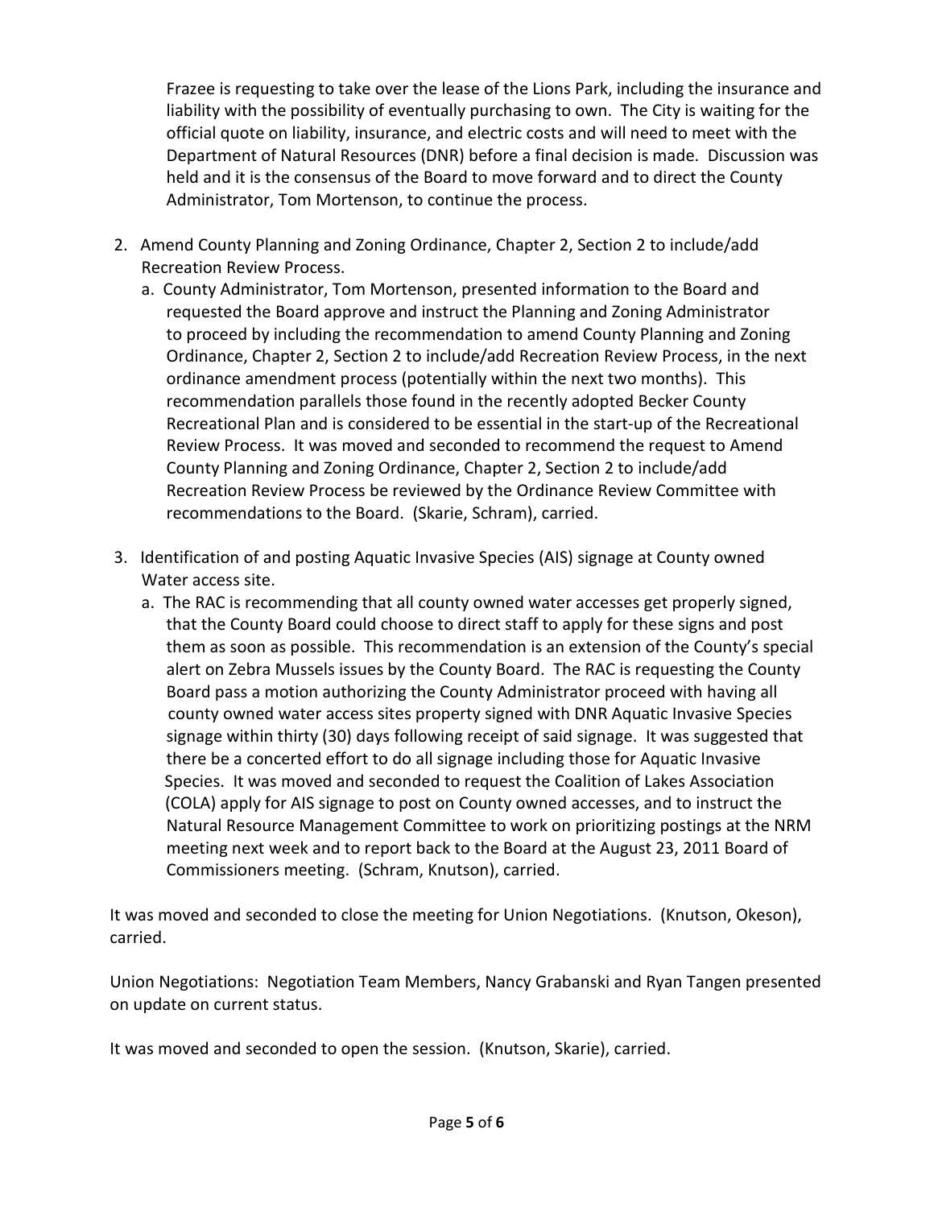Frazee is requesting to take over the lease of the Lions Park, including the insurance and liability with the possibility of eventually purchasing to own. The City is waiting for the official quote on liability, insurance, and electric costs and will need to meet with the Department of Natural Resources (DNR) before a final decision is made. Discussion was held and it is the consensus of the Board to move forward and to direct the County Administrator, Tom Mortenson, to continue the process.

2. Amend County Planning and Zoning Ordinance, Chapter 2, Section 2 to include/add Recreation Review Process.
   a. County Administrator, Tom Mortenson, presented information to the Board and requested the Board approve and instruct the Planning and Zoning Administrator to proceed by including the recommendation to amend County Planning and Zoning Ordinance, Chapter 2, Section 2 to include/add Recreation Review Process, in the next ordinance amendment process (potentially within the next two months). This recommendation parallels those found in the recently adopted Becker County Recreational Plan and is considered to be essential in the start-up of the Recreational Review Process. It was moved and seconded to recommend the request to Amend County Planning and Zoning Ordinance, Chapter 2, Section 2 to include/add Recreation Review Process be reviewed by the Ordinance Review Committee with recommendations to the Board. (Skarie, Schram), carried.

3. Identification of and posting Aquatic Invasive Species (AIS) signage at County owned Water access site.
   a. The RAC is recommending that all county owned water accesses get properly signed, that the County Board could choose to direct staff to apply for these signs and post them as soon as possible. This recommendation is an extension of the County's special alert on Zebra Mussels issues by the County Board. The RAC is requesting the County Board pass a motion authorizing the County Administrator proceed with having all county owned water access sites property signed with DNR Aquatic Invasive Species signage within thirty (30) days following receipt of said signage. It was suggested that there be a concerted effort to do all signage including those for Aquatic Invasive Species. It was moved and seconded to request the Coalition of Lakes Association (COLA) apply for AIS signage to post on County owned accesses, and to instruct the Natural Resource Management Committee to work on prioritizing postings at the NRM meeting next week and to report back to the Board at the August 23, 2011 Board of Commissioners meeting. (Schram, Knutson), carried.

It was moved and seconded to close the meeting for Union Negotiations. (Knutson, Okeson), carried.

Union Negotiations: Negotiation Team Members, Nancy Grabanski and Ryan Tangen presented on update on current status.

It was moved and seconded to open the session. (Knutson, Skarie), carried.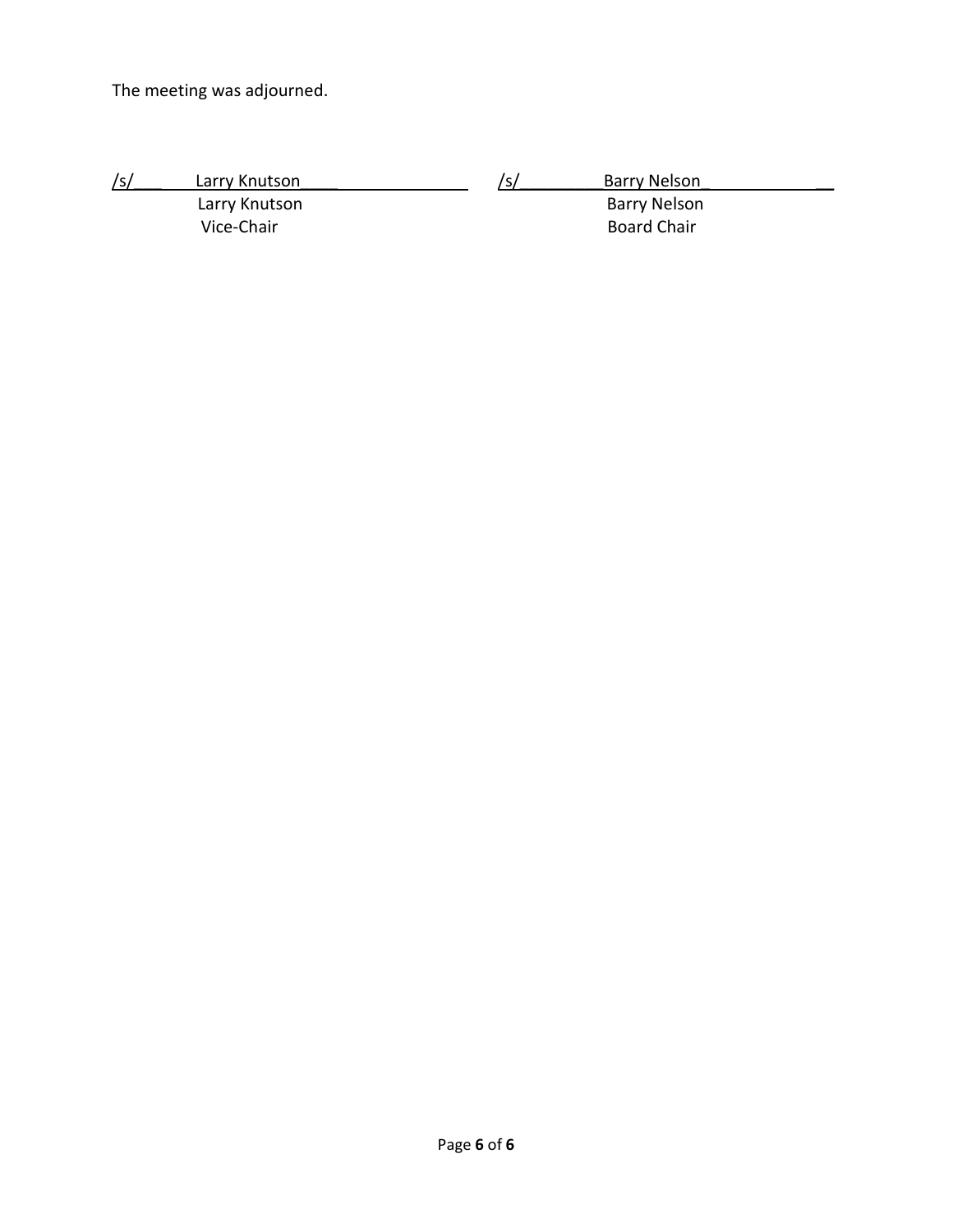The meeting was adjourned.

/s/ Larry Knutson
Larry Knutson
Vice-Chair

/s/ Barry Nelson
Barry Nelson
Board Chair